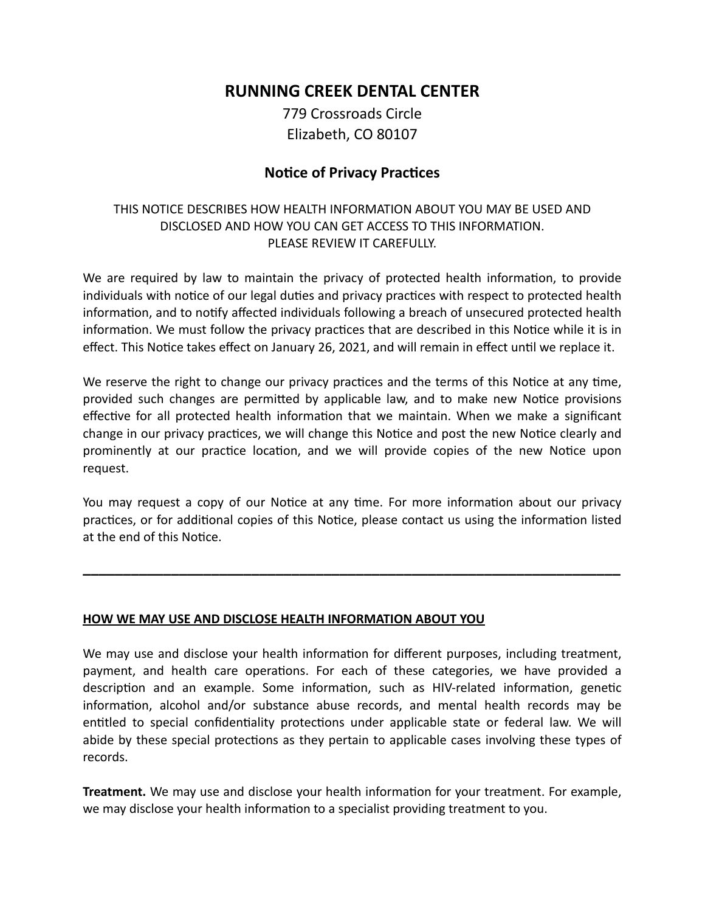# RUNNING CREEK DENTAL CENTER

779 Crossroads Circle
Elizabeth, CO 80107

## Notice of Privacy Practices

THIS NOTICE DESCRIBES HOW HEALTH INFORMATION ABOUT YOU MAY BE USED AND DISCLOSED AND HOW YOU CAN GET ACCESS TO THIS INFORMATION.
PLEASE REVIEW IT CAREFULLY.

We are required by law to maintain the privacy of protected health information, to provide individuals with notice of our legal duties and privacy practices with respect to protected health information, and to notify affected individuals following a breach of unsecured protected health information. We must follow the privacy practices that are described in this Notice while it is in effect. This Notice takes effect on January 26, 2021, and will remain in effect until we replace it.

We reserve the right to change our privacy practices and the terms of this Notice at any time, provided such changes are permitted by applicable law, and to make new Notice provisions effective for all protected health information that we maintain. When we make a significant change in our privacy practices, we will change this Notice and post the new Notice clearly and prominently at our practice location, and we will provide copies of the new Notice upon request.

You may request a copy of our Notice at any time. For more information about our privacy practices, or for additional copies of this Notice, please contact us using the information listed at the end of this Notice.

---

### HOW WE MAY USE AND DISCLOSE HEALTH INFORMATION ABOUT YOU

We may use and disclose your health information for different purposes, including treatment, payment, and health care operations. For each of these categories, we have provided a description and an example. Some information, such as HIV-related information, genetic information, alcohol and/or substance abuse records, and mental health records may be entitled to special confidentiality protections under applicable state or federal law. We will abide by these special protections as they pertain to applicable cases involving these types of records.

**Treatment.** We may use and disclose your health information for your treatment. For example, we may disclose your health information to a specialist providing treatment to you.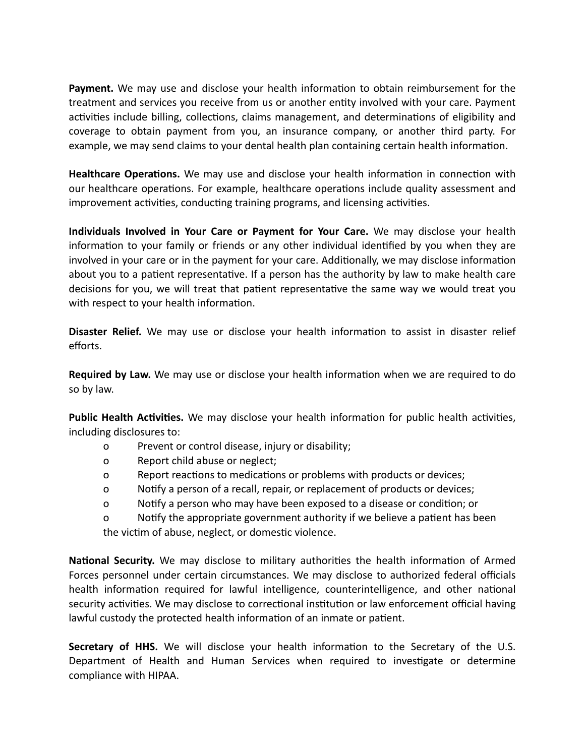**Payment.** We may use and disclose your health information to obtain reimbursement for the treatment and services you receive from us or another entity involved with your care. Payment activities include billing, collections, claims management, and determinations of eligibility and coverage to obtain payment from you, an insurance company, or another third party. For example, we may send claims to your dental health plan containing certain health information.

**Healthcare Operations.** We may use and disclose your health information in connection with our healthcare operations. For example, healthcare operations include quality assessment and improvement activities, conducting training programs, and licensing activities.

**Individuals Involved in Your Care or Payment for Your Care.** We may disclose your health information to your family or friends or any other individual identified by you when they are involved in your care or in the payment for your care. Additionally, we may disclose information about you to a patient representative. If a person has the authority by law to make health care decisions for you, we will treat that patient representative the same way we would treat you with respect to your health information.

**Disaster Relief.** We may use or disclose your health information to assist in disaster relief efforts.

**Required by Law.** We may use or disclose your health information when we are required to do so by law.

**Public Health Activities.** We may disclose your health information for public health activities, including disclosures to:

- Prevent or control disease, injury or disability;
- Report child abuse or neglect;
- Report reactions to medications or problems with products or devices;
- Notify a person of a recall, repair, or replacement of products or devices;
- Notify a person who may have been exposed to a disease or condition; or
- Notify the appropriate government authority if we believe a patient has been the victim of abuse, neglect, or domestic violence.

**National Security.** We may disclose to military authorities the health information of Armed Forces personnel under certain circumstances. We may disclose to authorized federal officials health information required for lawful intelligence, counterintelligence, and other national security activities. We may disclose to correctional institution or law enforcement official having lawful custody the protected health information of an inmate or patient.

**Secretary of HHS.** We will disclose your health information to the Secretary of the U.S. Department of Health and Human Services when required to investigate or determine compliance with HIPAA.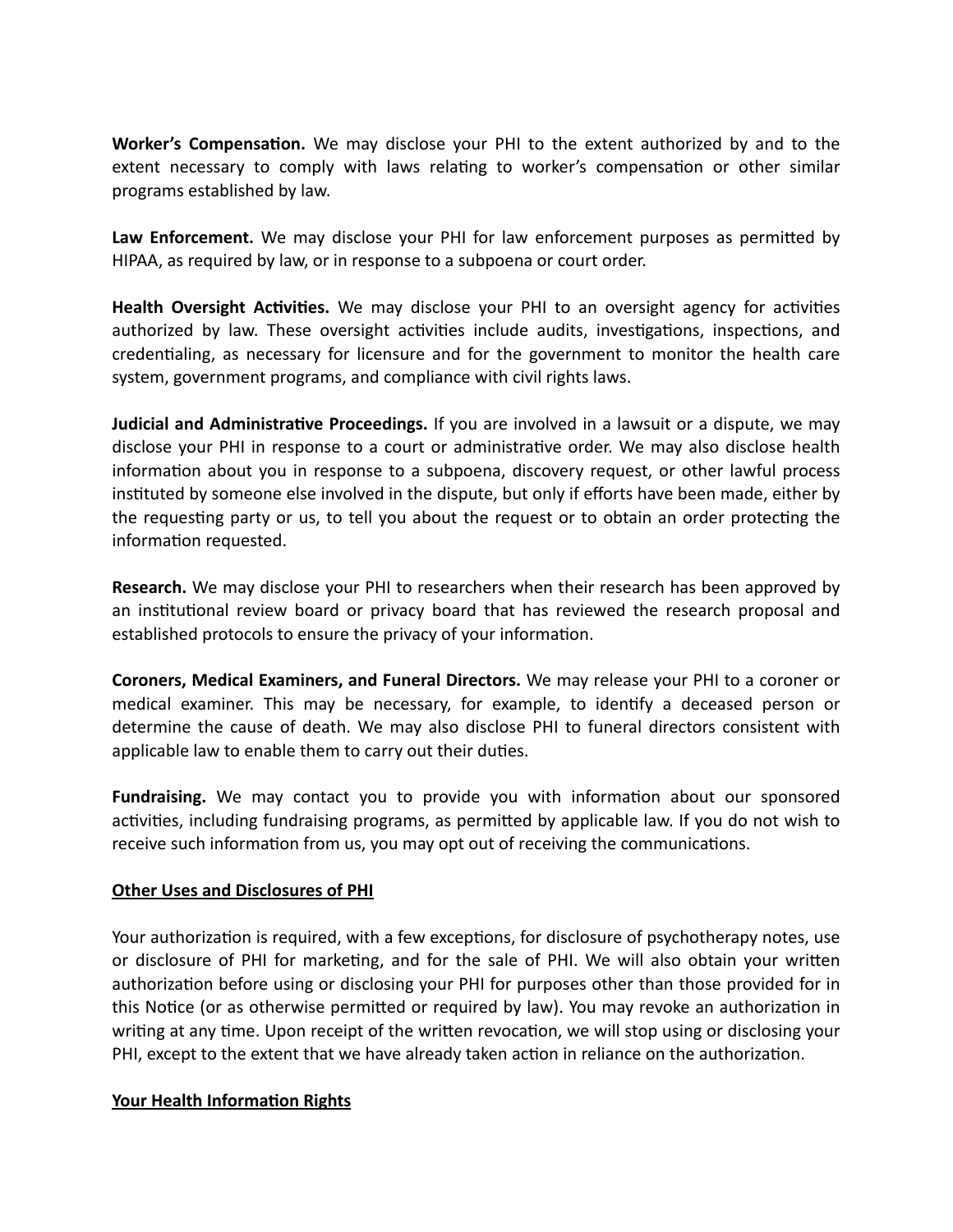**Worker's Compensation.** We may disclose your PHI to the extent authorized by and to the extent necessary to comply with laws relating to worker's compensation or other similar programs established by law.

**Law Enforcement.** We may disclose your PHI for law enforcement purposes as permitted by HIPAA, as required by law, or in response to a subpoena or court order.

**Health Oversight Activities.** We may disclose your PHI to an oversight agency for activities authorized by law. These oversight activities include audits, investigations, inspections, and credentialing, as necessary for licensure and for the government to monitor the health care system, government programs, and compliance with civil rights laws.

**Judicial and Administrative Proceedings.** If you are involved in a lawsuit or a dispute, we may disclose your PHI in response to a court or administrative order. We may also disclose health information about you in response to a subpoena, discovery request, or other lawful process instituted by someone else involved in the dispute, but only if efforts have been made, either by the requesting party or us, to tell you about the request or to obtain an order protecting the information requested.

**Research.** We may disclose your PHI to researchers when their research has been approved by an institutional review board or privacy board that has reviewed the research proposal and established protocols to ensure the privacy of your information.

**Coroners, Medical Examiners, and Funeral Directors.** We may release your PHI to a coroner or medical examiner. This may be necessary, for example, to identify a deceased person or determine the cause of death. We may also disclose PHI to funeral directors consistent with applicable law to enable them to carry out their duties.

**Fundraising.** We may contact you to provide you with information about our sponsored activities, including fundraising programs, as permitted by applicable law. If you do not wish to receive such information from us, you may opt out of receiving the communications.

**<u>Other Uses and Disclosures of PHI</u>**

Your authorization is required, with a few exceptions, for disclosure of psychotherapy notes, use or disclosure of PHI for marketing, and for the sale of PHI. We will also obtain your written authorization before using or disclosing your PHI for purposes other than those provided for in this Notice (or as otherwise permitted or required by law). You may revoke an authorization in writing at any time. Upon receipt of the written revocation, we will stop using or disclosing your PHI, except to the extent that we have already taken action in reliance on the authorization.

**<u>Your Health Information Rights</u>**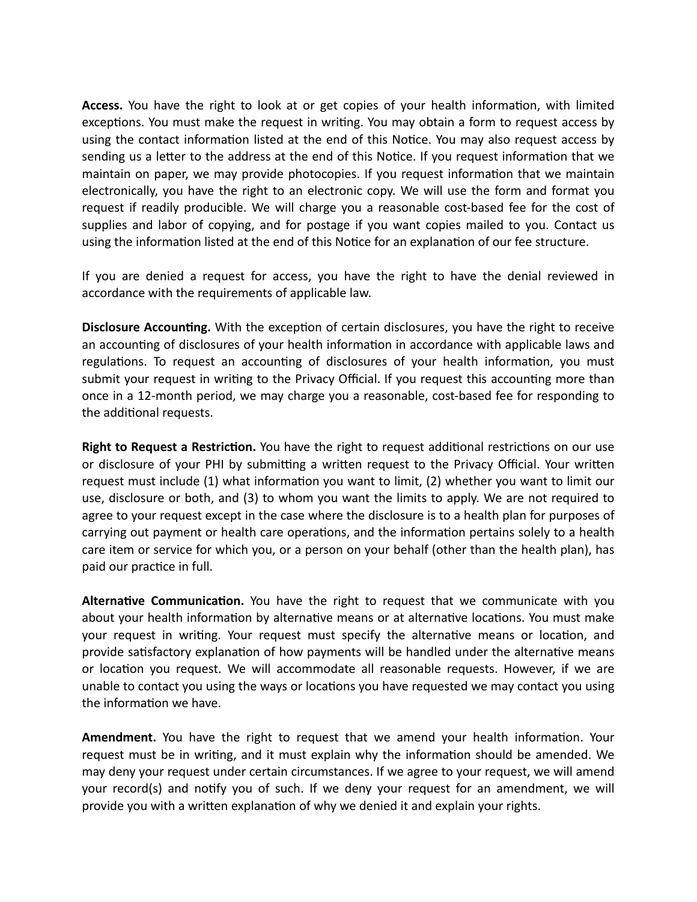**Access.** You have the right to look at or get copies of your health information, with limited exceptions. You must make the request in writing. You may obtain a form to request access by using the contact information listed at the end of this Notice. You may also request access by sending us a letter to the address at the end of this Notice. If you request information that we maintain on paper, we may provide photocopies. If you request information that we maintain electronically, you have the right to an electronic copy. We will use the form and format you request if readily producible. We will charge you a reasonable cost-based fee for the cost of supplies and labor of copying, and for postage if you want copies mailed to you. Contact us using the information listed at the end of this Notice for an explanation of our fee structure.

If you are denied a request for access, you have the right to have the denial reviewed in accordance with the requirements of applicable law.

**Disclosure Accounting.** With the exception of certain disclosures, you have the right to receive an accounting of disclosures of your health information in accordance with applicable laws and regulations. To request an accounting of disclosures of your health information, you must submit your request in writing to the Privacy Official. If you request this accounting more than once in a 12-month period, we may charge you a reasonable, cost-based fee for responding to the additional requests.

**Right to Request a Restriction.** You have the right to request additional restrictions on our use or disclosure of your PHI by submitting a written request to the Privacy Official. Your written request must include (1) what information you want to limit, (2) whether you want to limit our use, disclosure or both, and (3) to whom you want the limits to apply. We are not required to agree to your request except in the case where the disclosure is to a health plan for purposes of carrying out payment or health care operations, and the information pertains solely to a health care item or service for which you, or a person on your behalf (other than the health plan), has paid our practice in full.

**Alternative Communication.** You have the right to request that we communicate with you about your health information by alternative means or at alternative locations. You must make your request in writing. Your request must specify the alternative means or location, and provide satisfactory explanation of how payments will be handled under the alternative means or location you request. We will accommodate all reasonable requests. However, if we are unable to contact you using the ways or locations you have requested we may contact you using the information we have.

**Amendment.** You have the right to request that we amend your health information. Your request must be in writing, and it must explain why the information should be amended. We may deny your request under certain circumstances. If we agree to your request, we will amend your record(s) and notify you of such. If we deny your request for an amendment, we will provide you with a written explanation of why we denied it and explain your rights.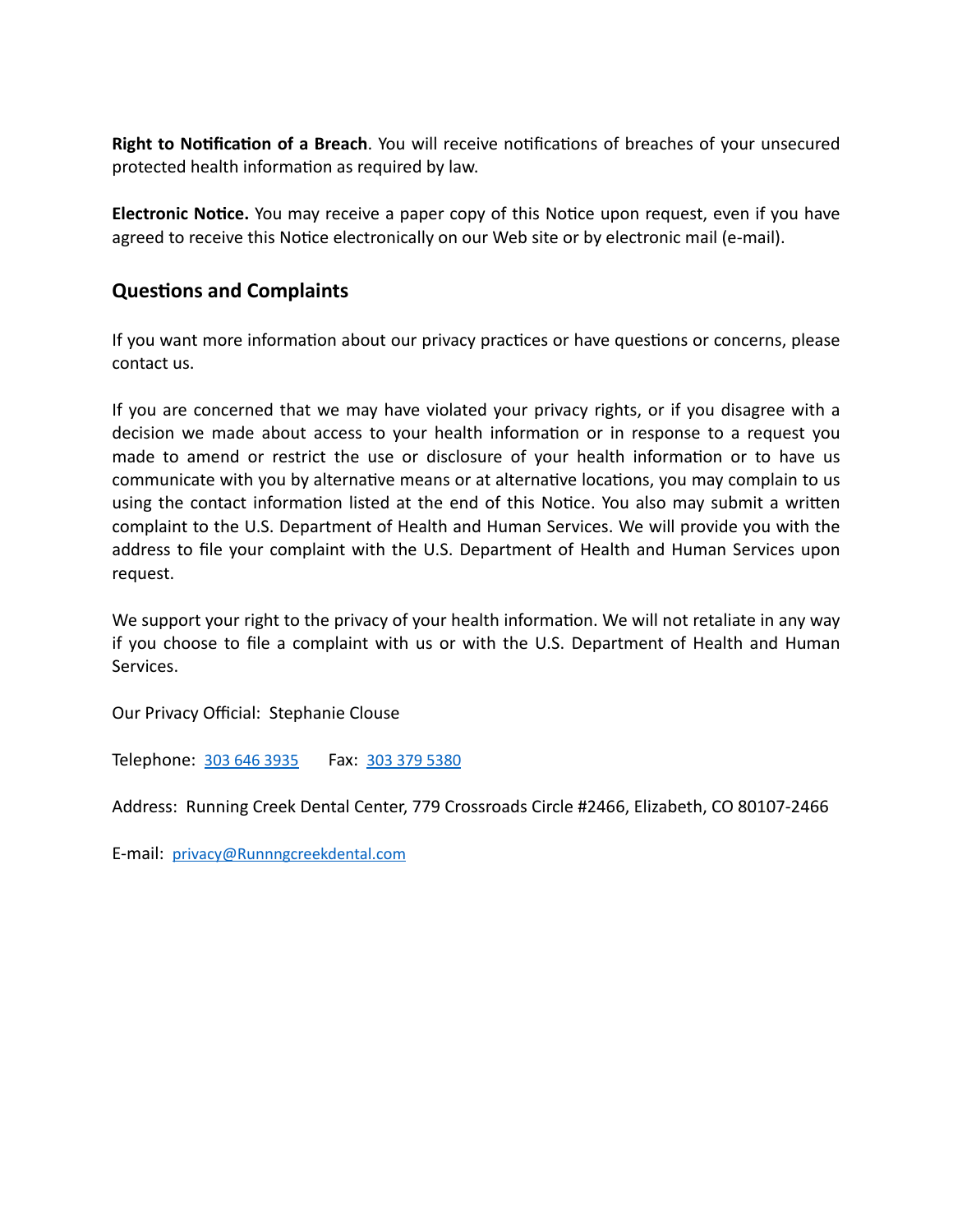**Right to Notification of a Breach**. You will receive notifications of breaches of your unsecured protected health information as required by law.

**Electronic Notice.** You may receive a paper copy of this Notice upon request, even if you have agreed to receive this Notice electronically on our Web site or by electronic mail (e-mail).

## Questions and Complaints

If you want more information about our privacy practices or have questions or concerns, please contact us.

If you are concerned that we may have violated your privacy rights, or if you disagree with a decision we made about access to your health information or in response to a request you made to amend or restrict the use or disclosure of your health information or to have us communicate with you by alternative means or at alternative locations, you may complain to us using the contact information listed at the end of this Notice. You also may submit a written complaint to the U.S. Department of Health and Human Services. We will provide you with the address to file your complaint with the U.S. Department of Health and Human Services upon request.

We support your right to the privacy of your health information. We will not retaliate in any way if you choose to file a complaint with us or with the U.S. Department of Health and Human Services.

Our Privacy Official: Stephanie Clouse

Telephone: 303 646 3935 Fax: 303 379 5380

Address: Running Creek Dental Center, 779 Crossroads Circle #2466, Elizabeth, CO 80107-2466

E-mail: privacy@Runnngcreekdental.com